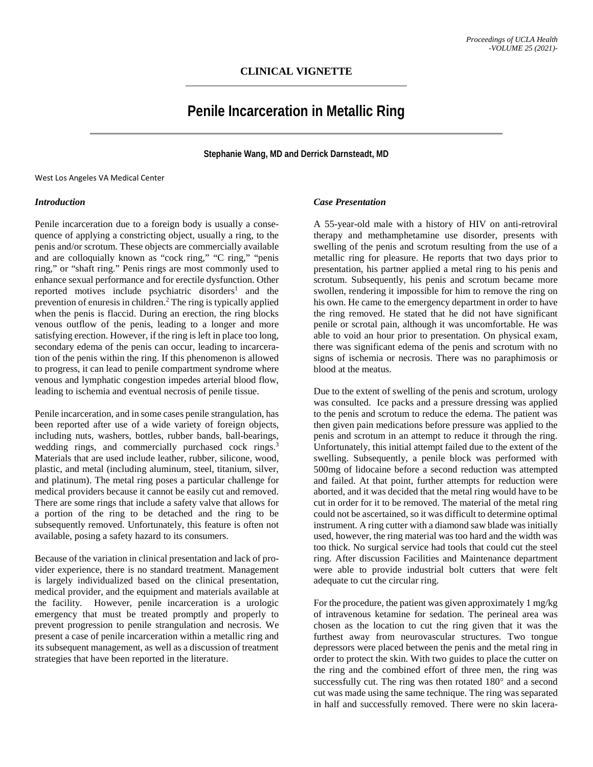CLINICAL VIGNETTE

# Penile Incarceration in Metallic Ring

**Stephanie Wang, MD and Derrick Darnsteadt, MD**

West Los Angeles VA Medical Center

### *Introduction*

Penile incarceration due to a foreign body is usually a consequence of applying a constricting object, usually a ring, to the penis and/or scrotum. These objects are commercially available and are colloquially known as "cock ring," "C ring," "penis ring," or "shaft ring." Penis rings are most commonly used to enhance sexual performance and for erectile dysfunction. Other reported motives include psychiatric disorders[1] and the prevention of enuresis in children.[2] The ring is typically applied when the penis is flaccid. During an erection, the ring blocks venous outflow of the penis, leading to a longer and more satisfying erection. However, if the ring is left in place too long, secondary edema of the penis can occur, leading to incarceration of the penis within the ring. If this phenomenon is allowed to progress, it can lead to penile compartment syndrome where venous and lymphatic congestion impedes arterial blood flow, leading to ischemia and eventual necrosis of penile tissue.

Penile incarceration, and in some cases penile strangulation, has been reported after use of a wide variety of foreign objects, including nuts, washers, bottles, rubber bands, ball-bearings, wedding rings, and commercially purchased cock rings.[3] Materials that are used include leather, rubber, silicone, wood, plastic, and metal (including aluminum, steel, titanium, silver, and platinum). The metal ring poses a particular challenge for medical providers because it cannot be easily cut and removed. There are some rings that include a safety valve that allows for a portion of the ring to be detached and the ring to be subsequently removed. Unfortunately, this feature is often not available, posing a safety hazard to its consumers.

Because of the variation in clinical presentation and lack of provider experience, there is no standard treatment. Management is largely individualized based on the clinical presentation, medical provider, and the equipment and materials available at the facility. However, penile incarceration is a urologic emergency that must be treated promptly and properly to prevent progression to penile strangulation and necrosis. We present a case of penile incarceration within a metallic ring and its subsequent management, as well as a discussion of treatment strategies that have been reported in the literature.

### *Case Presentation*

A 55-year-old male with a history of HIV on anti-retroviral therapy and methamphetamine use disorder, presents with swelling of the penis and scrotum resulting from the use of a metallic ring for pleasure. He reports that two days prior to presentation, his partner applied a metal ring to his penis and scrotum. Subsequently, his penis and scrotum became more swollen, rendering it impossible for him to remove the ring on his own. He came to the emergency department in order to have the ring removed. He stated that he did not have significant penile or scrotal pain, although it was uncomfortable. He was able to void an hour prior to presentation. On physical exam, there was significant edema of the penis and scrotum with no signs of ischemia or necrosis. There was no paraphimosis or blood at the meatus.

Due to the extent of swelling of the penis and scrotum, urology was consulted. Ice packs and a pressure dressing was applied to the penis and scrotum to reduce the edema. The patient was then given pain medications before pressure was applied to the penis and scrotum in an attempt to reduce it through the ring. Unfortunately, this initial attempt failed due to the extent of the swelling. Subsequently, a penile block was performed with 500mg of lidocaine before a second reduction was attempted and failed. At that point, further attempts for reduction were aborted, and it was decided that the metal ring would have to be cut in order for it to be removed. The material of the metal ring could not be ascertained, so it was difficult to determine optimal instrument. A ring cutter with a diamond saw blade was initially used, however, the ring material was too hard and the width was too thick. No surgical service had tools that could cut the steel ring. After discussion Facilities and Maintenance department were able to provide industrial bolt cutters that were felt adequate to cut the circular ring.

For the procedure, the patient was given approximately 1 mg/kg of intravenous ketamine for sedation. The perineal area was chosen as the location to cut the ring given that it was the furthest away from neurovascular structures. Two tongue depressors were placed between the penis and the metal ring in order to protect the skin. With two guides to place the cutter on the ring and the combined effort of three men, the ring was successfully cut. The ring was then rotated 180° and a second cut was made using the same technique. The ring was separated in half and successfully removed. There were no skin lacera-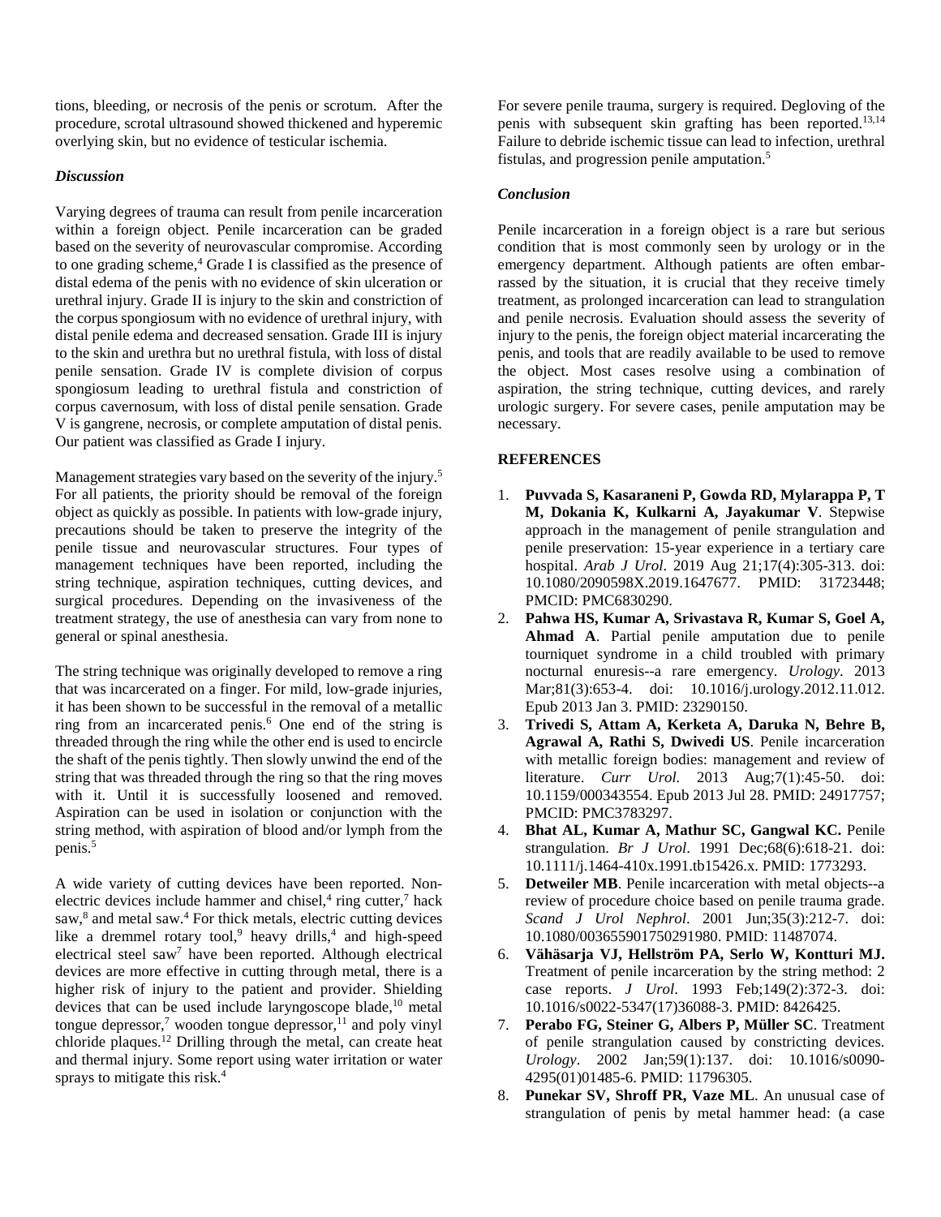tions, bleeding, or necrosis of the penis or scrotum. After the procedure, scrotal ultrasound showed thickened and hyperemic overlying skin, but no evidence of testicular ischemia.

### *Discussion*

Varying degrees of trauma can result from penile incarceration within a foreign object. Penile incarceration can be graded based on the severity of neurovascular compromise. According to one grading scheme,[4] Grade I is classified as the presence of distal edema of the penis with no evidence of skin ulceration or urethral injury. Grade II is injury to the skin and constriction of the corpus spongiosum with no evidence of urethral injury, with distal penile edema and decreased sensation. Grade III is injury to the skin and urethra but no urethral fistula, with loss of distal penile sensation. Grade IV is complete division of corpus spongiosum leading to urethral fistula and constriction of corpus cavernosum, with loss of distal penile sensation. Grade V is gangrene, necrosis, or complete amputation of distal penis. Our patient was classified as Grade I injury.

Management strategies vary based on the severity of the injury.[5] For all patients, the priority should be removal of the foreign object as quickly as possible. In patients with low-grade injury, precautions should be taken to preserve the integrity of the penile tissue and neurovascular structures. Four types of management techniques have been reported, including the string technique, aspiration techniques, cutting devices, and surgical procedures. Depending on the invasiveness of the treatment strategy, the use of anesthesia can vary from none to general or spinal anesthesia.

The string technique was originally developed to remove a ring that was incarcerated on a finger. For mild, low-grade injuries, it has been shown to be successful in the removal of a metallic ring from an incarcerated penis.[6] One end of the string is threaded through the ring while the other end is used to encircle the shaft of the penis tightly. Then slowly unwind the end of the string that was threaded through the ring so that the ring moves with it. Until it is successfully loosened and removed. Aspiration can be used in isolation or conjunction with the string method, with aspiration of blood and/or lymph from the penis.[5]

A wide variety of cutting devices have been reported. Non-electric devices include hammer and chisel,[4] ring cutter,[7] hack saw,[8] and metal saw.[4] For thick metals, electric cutting devices like a dremmel rotary tool,[9] heavy drills,[4] and high-speed electrical steel saw[7] have been reported. Although electrical devices are more effective in cutting through metal, there is a higher risk of injury to the patient and provider. Shielding devices that can be used include laryngoscope blade,[10] metal tongue depressor,[7] wooden tongue depressor,[11] and poly vinyl chloride plaques.[12] Drilling through the metal, can create heat and thermal injury. Some report using water irritation or water sprays to mitigate this risk.[4]

For severe penile trauma, surgery is required. Degloving of the penis with subsequent skin grafting has been reported.[13,14] Failure to debride ischemic tissue can lead to infection, urethral fistulas, and progression penile amputation.[5]

### *Conclusion*

Penile incarceration in a foreign object is a rare but serious condition that is most commonly seen by urology or in the emergency department. Although patients are often embarrassed by the situation, it is crucial that they receive timely treatment, as prolonged incarceration can lead to strangulation and penile necrosis. Evaluation should assess the severity of injury to the penis, the foreign object material incarcerating the penis, and tools that are readily available to be used to remove the object. Most cases resolve using a combination of aspiration, the string technique, cutting devices, and rarely urologic surgery. For severe cases, penile amputation may be necessary.

### REFERENCES

1. **Puvvada S, Kasaraneni P, Gowda RD, Mylarappa P, T M, Dokania K, Kulkarni A, Jayakumar V**. Stepwise approach in the management of penile strangulation and penile preservation: 15-year experience in a tertiary care hospital. *Arab J Urol*. 2019 Aug 21;17(4):305-313. doi: 10.1080/2090598X.2019.1647677. PMID: 31723448; PMCID: PMC6830290.
2. **Pahwa HS, Kumar A, Srivastava R, Kumar S, Goel A, Ahmad A**. Partial penile amputation due to penile tourniquet syndrome in a child troubled with primary nocturnal enuresis--a rare emergency. *Urology*. 2013 Mar;81(3):653-4. doi: 10.1016/j.urology.2012.11.012. Epub 2013 Jan 3. PMID: 23290150.
3. **Trivedi S, Attam A, Kerketa A, Daruka N, Behre B, Agrawal A, Rathi S, Dwivedi US**. Penile incarceration with metallic foreign bodies: management and review of literature. *Curr Urol.* 2013 Aug;7(1):45-50. doi: 10.1159/000343554. Epub 2013 Jul 28. PMID: 24917757; PMCID: PMC3783297.
4. **Bhat AL, Kumar A, Mathur SC, Gangwal KC.** Penile strangulation. *Br J Urol*. 1991 Dec;68(6):618-21. doi: 10.1111/j.1464-410x.1991.tb15426.x. PMID: 1773293.
5. **Detweiler MB**. Penile incarceration with metal objects--a review of procedure choice based on penile trauma grade. *Scand J Urol Nephrol*. 2001 Jun;35(3):212-7. doi: 10.1080/003655901750291980. PMID: 11487074.
6. **Vähäsarja VJ, Hellström PA, Serlo W, Kontturi MJ.** Treatment of penile incarceration by the string method: 2 case reports. *J Urol*. 1993 Feb;149(2):372-3. doi: 10.1016/s0022-5347(17)36088-3. PMID: 8426425.
7. **Perabo FG, Steiner G, Albers P, Müller SC**. Treatment of penile strangulation caused by constricting devices. *Urology*. 2002 Jan;59(1):137. doi: 10.1016/s0090-4295(01)01485-6. PMID: 11796305.
8. **Punekar SV, Shroff PR, Vaze ML**. An unusual case of strangulation of penis by metal hammer head: (a case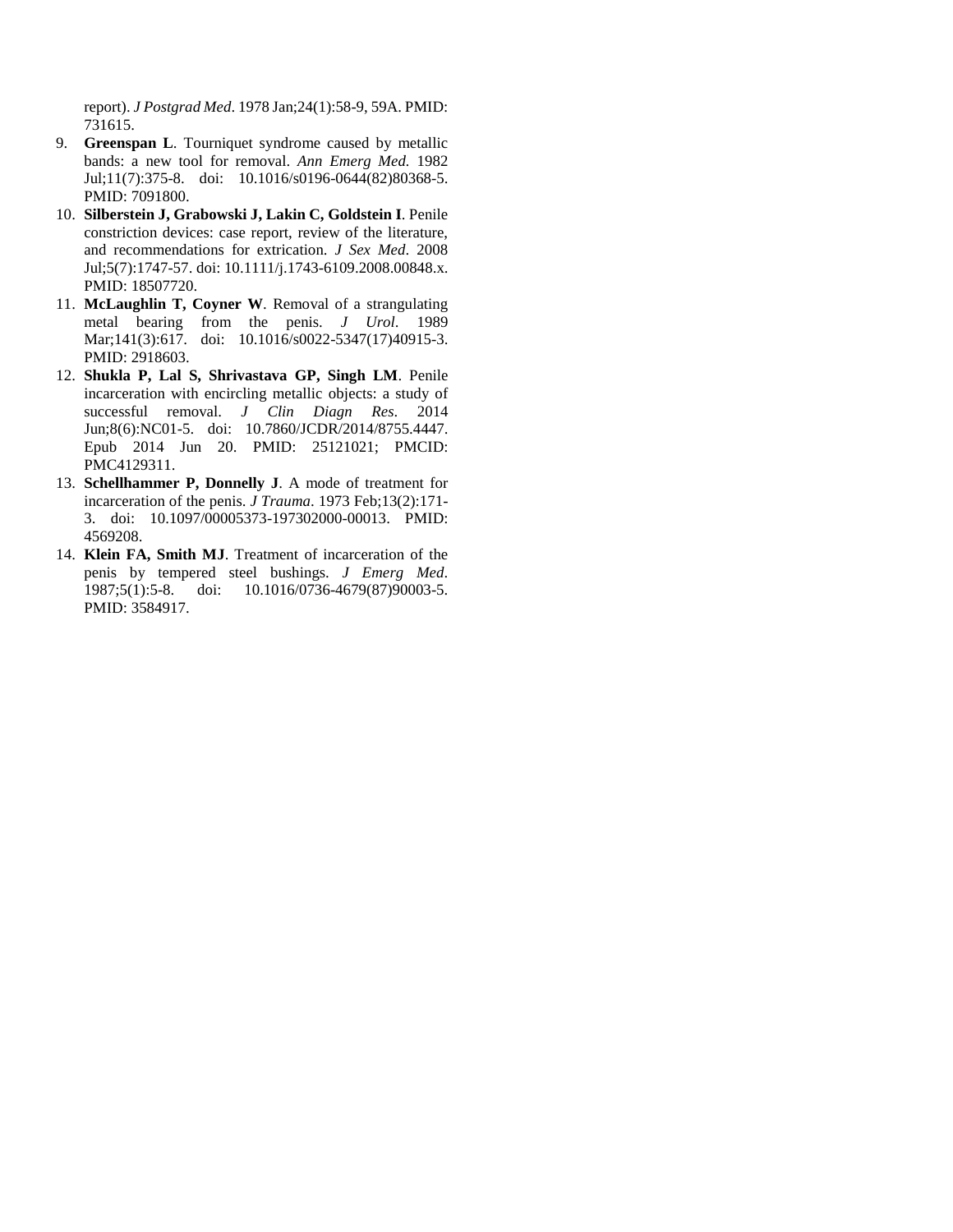report). *J Postgrad Med*. 1978 Jan;24(1):58-9, 59A. PMID: 731615.

9. **Greenspan L**. Tourniquet syndrome caused by metallic bands: a new tool for removal. *Ann Emerg Med.* 1982 Jul;11(7):375-8. doi: 10.1016/s0196-0644(82)80368-5. PMID: 7091800.
10. **Silberstein J, Grabowski J, Lakin C, Goldstein I**. Penile constriction devices: case report, review of the literature, and recommendations for extrication. *J Sex Med*. 2008 Jul;5(7):1747-57. doi: 10.1111/j.1743-6109.2008.00848.x. PMID: 18507720.
11. **McLaughlin T, Coyner W**. Removal of a strangulating metal bearing from the penis. *J Urol*. 1989 Mar;141(3):617. doi: 10.1016/s0022-5347(17)40915-3. PMID: 2918603.
12. **Shukla P, Lal S, Shrivastava GP, Singh LM**. Penile incarceration with encircling metallic objects: a study of successful removal. *J Clin Diagn Res.* 2014 Jun;8(6):NC01-5. doi: 10.7860/JCDR/2014/8755.4447. Epub 2014 Jun 20. PMID: 25121021; PMCID: PMC4129311.
13. **Schellhammer P, Donnelly J**. A mode of treatment for incarceration of the penis. *J Trauma*. 1973 Feb;13(2):171-3. doi: 10.1097/00005373-197302000-00013. PMID: 4569208.
14. **Klein FA, Smith MJ**. Treatment of incarceration of the penis by tempered steel bushings. *J Emerg Med*. 1987;5(1):5-8. doi: 10.1016/0736-4679(87)90003-5. PMID: 3584917.